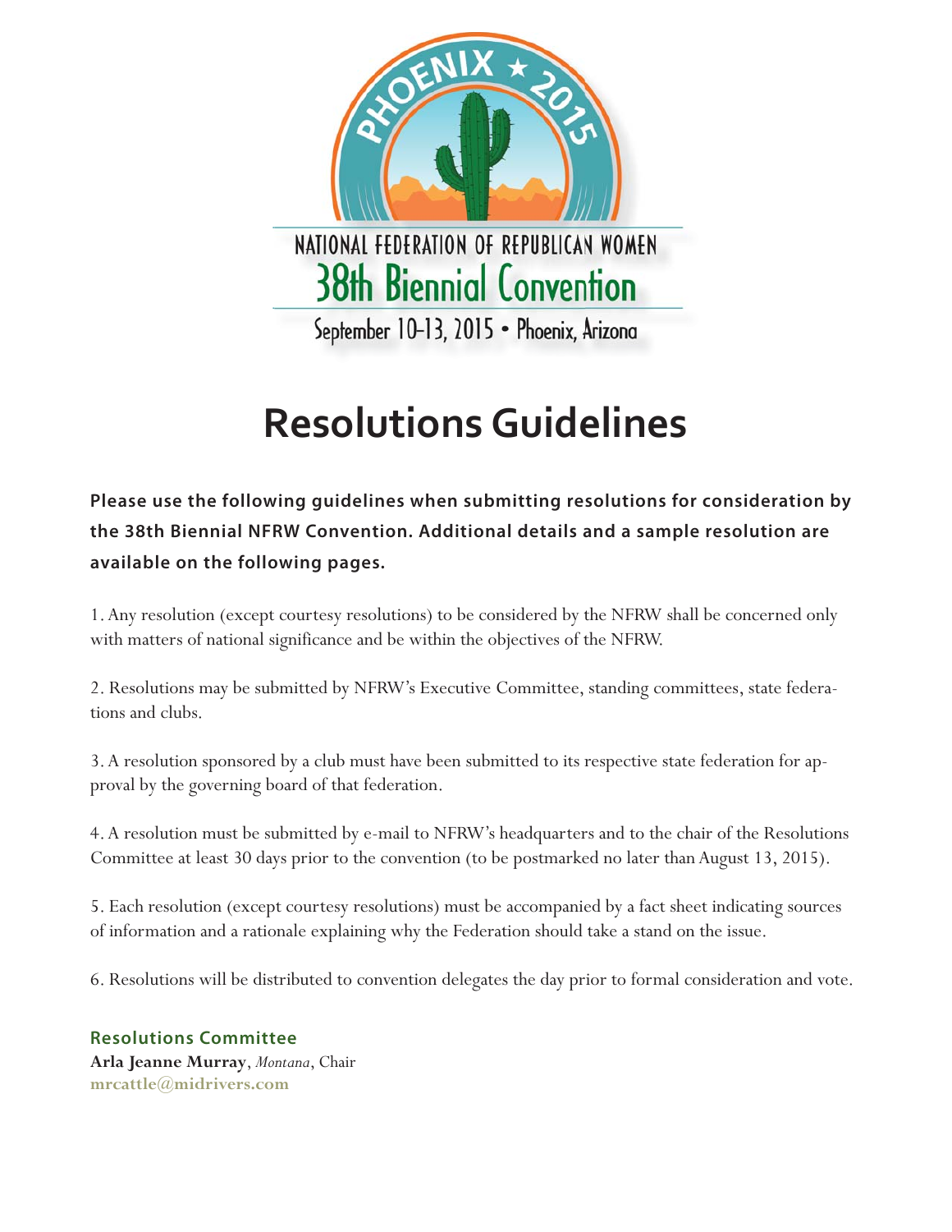PHOENIX ★ 2015

NATIONAL FEDERATION OF REPUBLICAN WOMEN

38th Biennial Convention

September 10-13, 2015 • Phoenix, Arizona

# Resolutions Guidelines

**Please use the following guidelines when submitting resolutions for consideration by the 38th Biennial NFRW Convention. Additional details and a sample resolution are available on the following pages.**

1. Any resolution (except courtesy resolutions) to be considered by the NFRW shall be concerned only with matters of national significance and be within the objectives of the NFRW.

2. Resolutions may be submitted by NFRW's Executive Committee, standing committees, state federations and clubs.

3. A resolution sponsored by a club must have been submitted to its respective state federation for approval by the governing board of that federation.

4. A resolution must be submitted by e-mail to NFRW's headquarters and to the chair of the Resolutions Committee at least 30 days prior to the convention (to be postmarked no later than August 13, 2015).

5. Each resolution (except courtesy resolutions) must be accompanied by a fact sheet indicating sources of information and a rationale explaining why the Federation should take a stand on the issue.

6. Resolutions will be distributed to convention delegates the day prior to formal consideration and vote.

**Resolutions Committee**
**Arla Jeanne Murray**, *Montana*, Chair
**mrcattle@midrivers.com**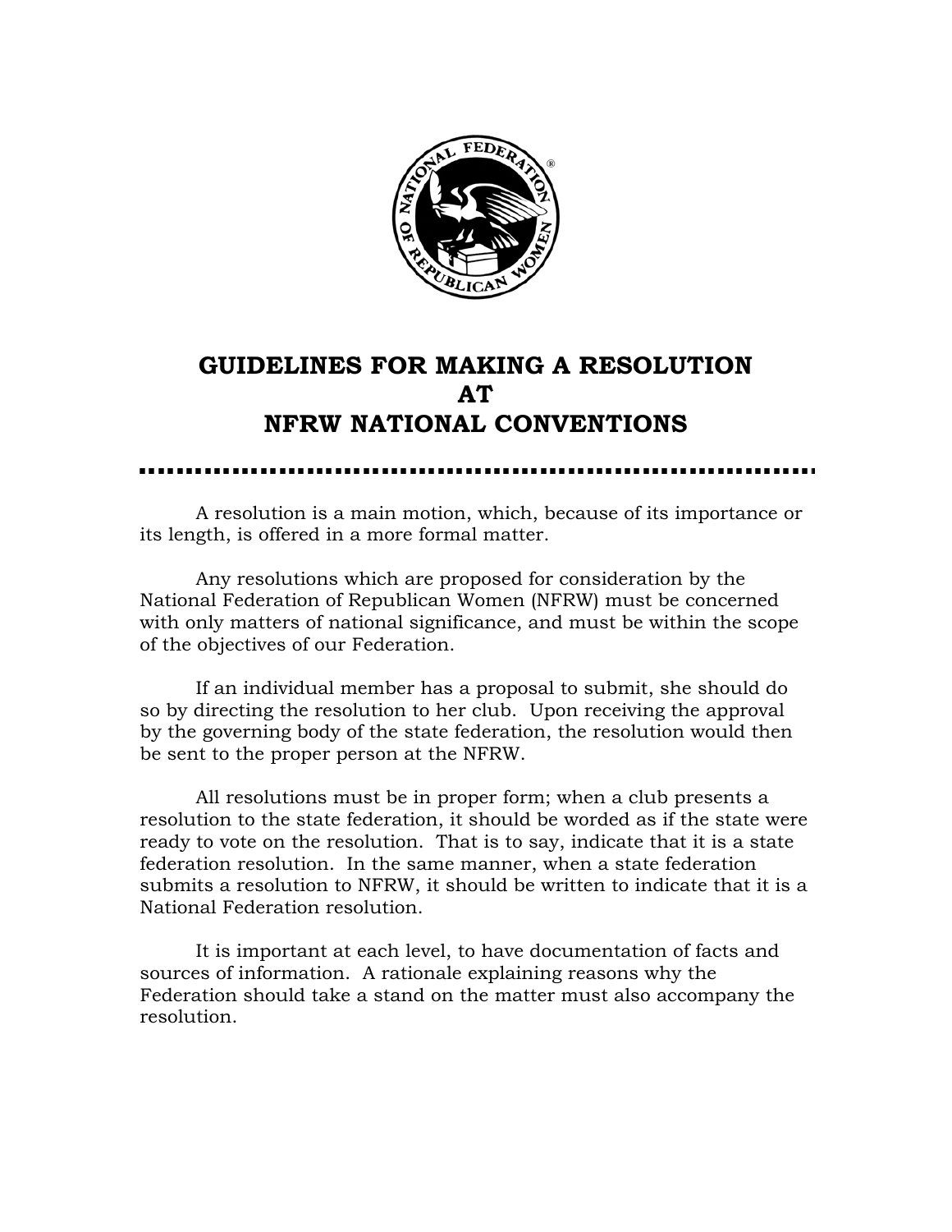# GUIDELINES FOR MAKING A RESOLUTION AT NFRW NATIONAL CONVENTIONS

A resolution is a main motion, which, because of its importance or its length, is offered in a more formal matter.

Any resolutions which are proposed for consideration by the National Federation of Republican Women (NFRW) must be concerned with only matters of national significance, and must be within the scope of the objectives of our Federation.

If an individual member has a proposal to submit, she should do so by directing the resolution to her club. Upon receiving the approval by the governing body of the state federation, the resolution would then be sent to the proper person at the NFRW.

All resolutions must be in proper form; when a club presents a resolution to the state federation, it should be worded as if the state were ready to vote on the resolution. That is to say, indicate that it is a state federation resolution. In the same manner, when a state federation submits a resolution to NFRW, it should be written to indicate that it is a National Federation resolution.

It is important at each level, to have documentation of facts and sources of information. A rationale explaining reasons why the Federation should take a stand on the matter must also accompany the resolution.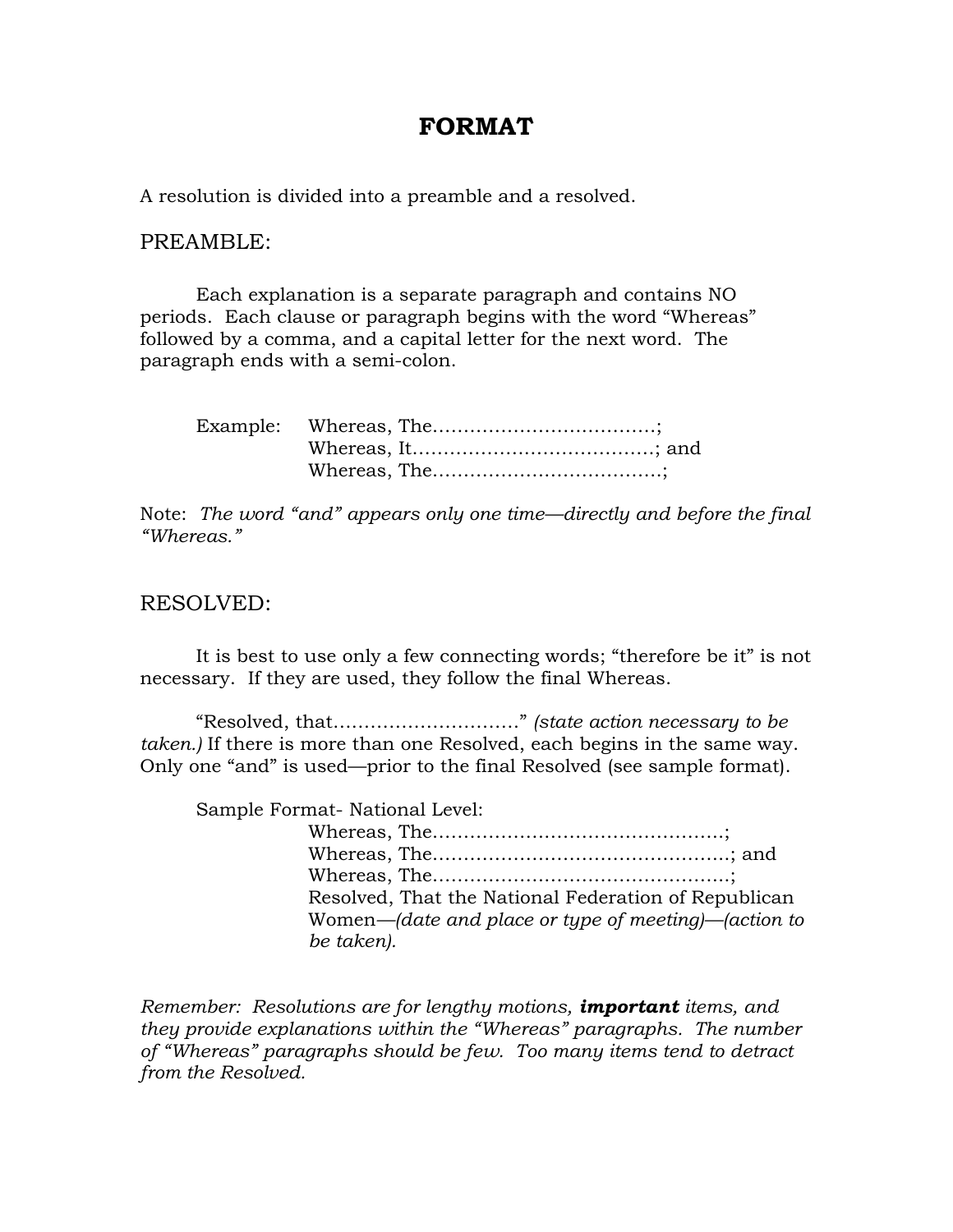# FORMAT

A resolution is divided into a preamble and a resolved.

## PREAMBLE:

Each explanation is a separate paragraph and contains NO periods. Each clause or paragraph begins with the word “Whereas” followed by a comma, and a capital letter for the next word. The paragraph ends with a semi-colon.

Example: Whereas, The…………………………….;
Whereas, It……………………………….; and
Whereas, The…………………………….;

Note: *The word “and” appears only one time—directly and before the final “Whereas.”*

## RESOLVED:

It is best to use only a few connecting words; “therefore be it” is not necessary. If they are used, they follow the final Whereas.

“Resolved, that………………………..” *(state action necessary to be taken.)* If there is more than one Resolved, each begins in the same way. Only one “and” is used—prior to the final Resolved (see sample format).

Sample Format- National Level:
Whereas, The……………………………………….;
Whereas, The……………………………………….; and
Whereas, The……………………………………….;
Resolved, That the National Federation of Republican Women—*(date and place or type of meeting)—(action to be taken).*

*Remember: Resolutions are for lengthy motions, **important** items, and they provide explanations within the “Whereas” paragraphs. The number of “Whereas” paragraphs should be few. Too many items tend to detract from the Resolved.*